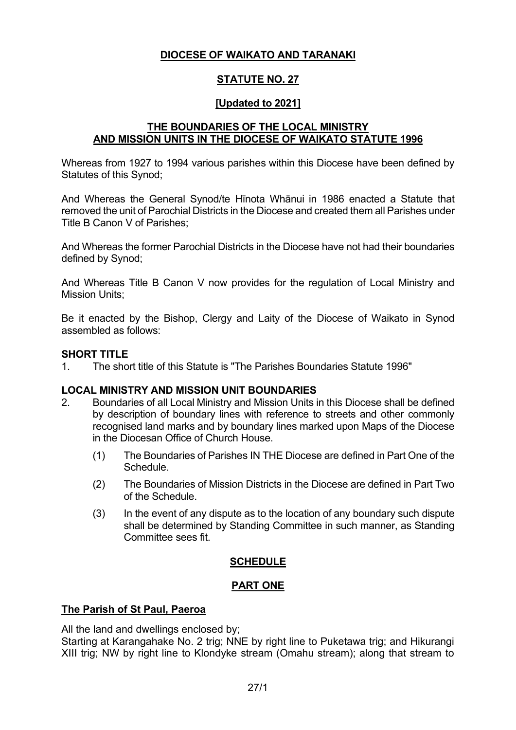# DIOCESE OF WAIKATO AND TARANAKI

## STATUTE NO. 27

## [Updated to 2021]

## THE BOUNDARIES OF THE LOCAL MINISTRY AND MISSION UNITS IN THE DIOCESE OF WAIKATO STATUTE 1996

Whereas from 1927 to 1994 various parishes within this Diocese have been defined by Statutes of this Synod;

And Whereas the General Synod/te Hīnota Whānui in 1986 enacted a Statute that removed the unit of Parochial Districts in the Diocese and created them all Parishes under Title B Canon V of Parishes;

And Whereas the former Parochial Districts in the Diocese have not had their boundaries defined by Synod;

And Whereas Title B Canon V now provides for the regulation of Local Ministry and Mission Units;

Be it enacted by the Bishop, Clergy and Laity of the Diocese of Waikato in Synod assembled as follows:

**SHORT TITLE**

1. The short title of this Statute is "The Parishes Boundaries Statute 1996"

**LOCAL MINISTRY AND MISSION UNIT BOUNDARIES**

2. Boundaries of all Local Ministry and Mission Units in this Diocese shall be defined by description of boundary lines with reference to streets and other commonly recognised land marks and by boundary lines marked upon Maps of the Diocese in the Diocesan Office of Church House.

   (1) The Boundaries of Parishes IN THE Diocese are defined in Part One of the Schedule.

   (2) The Boundaries of Mission Districts in the Diocese are defined in Part Two of the Schedule.

   (3) In the event of any dispute as to the location of any boundary such dispute shall be determined by Standing Committee in such manner, as Standing Committee sees fit.

## SCHEDULE

## PART ONE

**The Parish of St Paul, Paeroa**

All the land and dwellings enclosed by;
Starting at Karangahake No. 2 trig; NNE by right line to Puketawa trig; and Hikurangi XIII trig; NW by right line to Klondyke stream (Omahu stream); along that stream to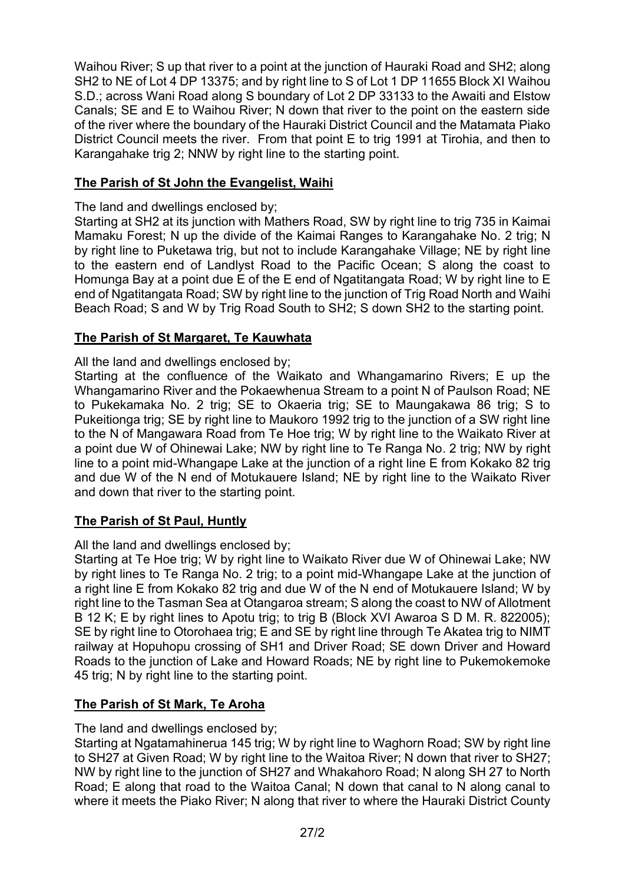Waihou River; S up that river to a point at the junction of Hauraki Road and SH2; along SH2 to NE of Lot 4 DP 13375; and by right line to S of Lot 1 DP 11655 Block XI Waihou S.D.; across Wani Road along S boundary of Lot 2 DP 33133 to the Awaiti and Elstow Canals; SE and E to Waihou River; N down that river to the point on the eastern side of the river where the boundary of the Hauraki District Council and the Matamata Piako District Council meets the river. From that point E to trig 1991 at Tirohia, and then to Karangahake trig 2; NNW by right line to the starting point.

## The Parish of St John the Evangelist, Waihi

The land and dwellings enclosed by;

Starting at SH2 at its junction with Mathers Road, SW by right line to trig 735 in Kaimai Mamaku Forest; N up the divide of the Kaimai Ranges to Karangahake No. 2 trig; N by right line to Puketawa trig, but not to include Karangahake Village; NE by right line to the eastern end of Landlyst Road to the Pacific Ocean; S along the coast to Homunga Bay at a point due E of the E end of Ngatitangata Road; W by right line to E end of Ngatitangata Road; SW by right line to the junction of Trig Road North and Waihi Beach Road; S and W by Trig Road South to SH2; S down SH2 to the starting point.

## The Parish of St Margaret, Te Kauwhata

All the land and dwellings enclosed by;

Starting at the confluence of the Waikato and Whangamarino Rivers; E up the Whangamarino River and the Pokaewhenua Stream to a point N of Paulson Road; NE to Pukekamaka No. 2 trig; SE to Okaeria trig; SE to Maungakawa 86 trig; S to Pukeitionga trig; SE by right line to Maukoro 1992 trig to the junction of a SW right line to the N of Mangawara Road from Te Hoe trig; W by right line to the Waikato River at a point due W of Ohinewai Lake; NW by right line to Te Ranga No. 2 trig; NW by right line to a point mid-Whangape Lake at the junction of a right line E from Kokako 82 trig and due W of the N end of Motukauere Island; NE by right line to the Waikato River and down that river to the starting point.

## The Parish of St Paul, Huntly

All the land and dwellings enclosed by;

Starting at Te Hoe trig; W by right line to Waikato River due W of Ohinewai Lake; NW by right lines to Te Ranga No. 2 trig; to a point mid-Whangape Lake at the junction of a right line E from Kokako 82 trig and due W of the N end of Motukauere Island; W by right line to the Tasman Sea at Otangaroa stream; S along the coast to NW of Allotment B 12 K; E by right lines to Apotu trig; to trig B (Block XVI Awaroa S D M. R. 822005); SE by right line to Otorohaea trig; E and SE by right line through Te Akatea trig to NIMT railway at Hopuhopu crossing of SH1 and Driver Road; SE down Driver and Howard Roads to the junction of Lake and Howard Roads; NE by right line to Pukemokemoke 45 trig; N by right line to the starting point.

## The Parish of St Mark, Te Aroha

The land and dwellings enclosed by;

Starting at Ngatamahinerua 145 trig; W by right line to Waghorn Road; SW by right line to SH27 at Given Road; W by right line to the Waitoa River; N down that river to SH27; NW by right line to the junction of SH27 and Whakahoro Road; N along SH 27 to North Road; E along that road to the Waitoa Canal; N down that canal to N along canal to where it meets the Piako River; N along that river to where the Hauraki District County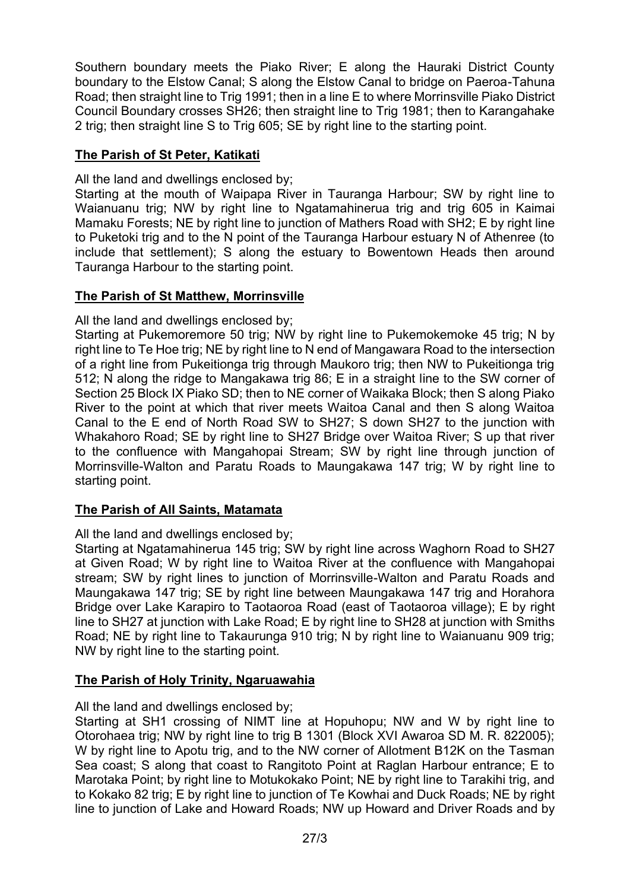Southern boundary meets the Piako River; E along the Hauraki District County boundary to the Elstow Canal; S along the Elstow Canal to bridge on Paeroa-Tahuna Road; then straight line to Trig 1991; then in a line E to where Morrinsville Piako District Council Boundary crosses SH26; then straight line to Trig 1981; then to Karangahake 2 trig; then straight line S to Trig 605; SE by right line to the starting point.

## The Parish of St Peter, Katikati

All the land and dwellings enclosed by;

Starting at the mouth of Waipapa River in Tauranga Harbour; SW by right line to Waianuanu trig; NW by right line to Ngatamahinerua trig and trig 605 in Kaimai Mamaku Forests; NE by right line to junction of Mathers Road with SH2; E by right line to Puketoki trig and to the N point of the Tauranga Harbour estuary N of Athenree (to include that settlement); S along the estuary to Bowentown Heads then around Tauranga Harbour to the starting point.

## The Parish of St Matthew, Morrinsville

All the land and dwellings enclosed by;

Starting at Pukemoremore 50 trig; NW by right line to Pukemokemoke 45 trig; N by right line to Te Hoe trig; NE by right line to N end of Mangawara Road to the intersection of a right line from Pukeitionga trig through Maukoro trig; then NW to Pukeitionga trig 512; N along the ridge to Mangakawa trig 86; E in a straight line to the SW corner of Section 25 Block IX Piako SD; then to NE corner of Waikaka Block; then S along Piako River to the point at which that river meets Waitoa Canal and then S along Waitoa Canal to the E end of North Road SW to SH27; S down SH27 to the junction with Whakahoro Road; SE by right line to SH27 Bridge over Waitoa River; S up that river to the confluence with Mangahopai Stream; SW by right line through junction of Morrinsville-Walton and Paratu Roads to Maungakawa 147 trig; W by right line to starting point.

## The Parish of All Saints, Matamata

All the land and dwellings enclosed by;

Starting at Ngatamahinerua 145 trig; SW by right line across Waghorn Road to SH27 at Given Road; W by right line to Waitoa River at the confluence with Mangahopai stream; SW by right lines to junction of Morrinsville-Walton and Paratu Roads and Maungakawa 147 trig; SE by right line between Maungakawa 147 trig and Horahora Bridge over Lake Karapiro to Taotaoroa Road (east of Taotaoroa village); E by right line to SH27 at junction with Lake Road; E by right line to SH28 at junction with Smiths Road; NE by right line to Takaurunga 910 trig; N by right line to Waianuanu 909 trig; NW by right line to the starting point.

## The Parish of Holy Trinity, Ngaruawahia

All the land and dwellings enclosed by;

Starting at SH1 crossing of NIMT line at Hopuhopu; NW and W by right line to Otorohaea trig; NW by right line to trig B 1301 (Block XVI Awaroa SD M. R. 822005); W by right line to Apotu trig, and to the NW corner of Allotment B12K on the Tasman Sea coast; S along that coast to Rangitoto Point at Raglan Harbour entrance; E to Marotaka Point; by right line to Motukokako Point; NE by right line to Tarakihi trig, and to Kokako 82 trig; E by right line to junction of Te Kowhai and Duck Roads; NE by right line to junction of Lake and Howard Roads; NW up Howard and Driver Roads and by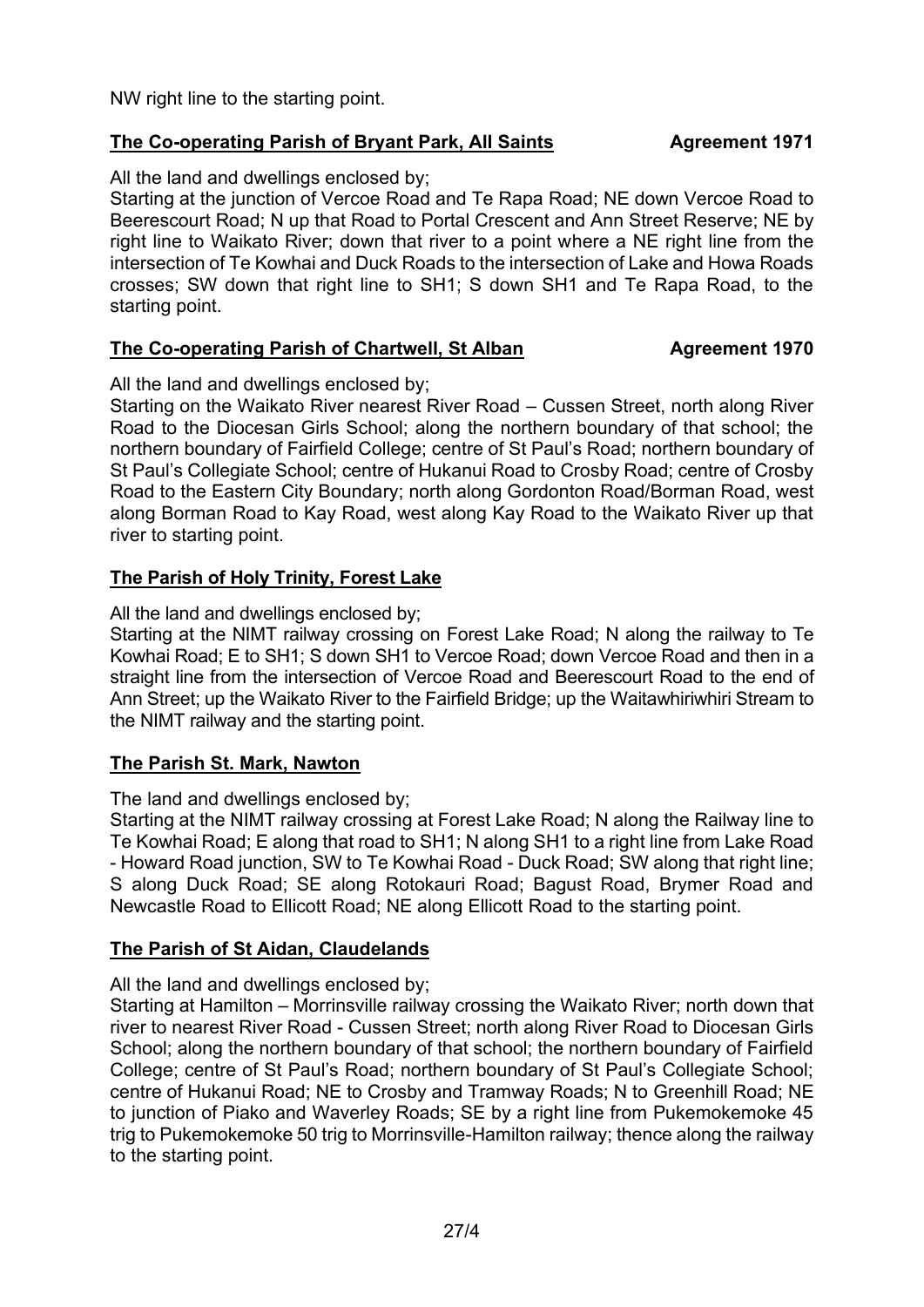NW right line to the starting point.

**The Co-operating Parish of Bryant Park, All Saints** **Agreement 1971**

All the land and dwellings enclosed by;
Starting at the junction of Vercoe Road and Te Rapa Road; NE down Vercoe Road to Beerescourt Road; N up that Road to Portal Crescent and Ann Street Reserve; NE by right line to Waikato River; down that river to a point where a NE right line from the intersection of Te Kowhai and Duck Roads to the intersection of Lake and Howa Roads crosses; SW down that right line to SH1; S down SH1 and Te Rapa Road, to the starting point.

**The Co-operating Parish of Chartwell, St Alban** **Agreement 1970**

All the land and dwellings enclosed by;
Starting on the Waikato River nearest River Road – Cussen Street, north along River Road to the Diocesan Girls School; along the northern boundary of that school; the northern boundary of Fairfield College; centre of St Paul's Road; northern boundary of St Paul's Collegiate School; centre of Hukanui Road to Crosby Road; centre of Crosby Road to the Eastern City Boundary; north along Gordonton Road/Borman Road, west along Borman Road to Kay Road, west along Kay Road to the Waikato River up that river to starting point.

**The Parish of Holy Trinity, Forest Lake**

All the land and dwellings enclosed by;
Starting at the NIMT railway crossing on Forest Lake Road; N along the railway to Te Kowhai Road; E to SH1; S down SH1 to Vercoe Road; down Vercoe Road and then in a straight line from the intersection of Vercoe Road and Beerescourt Road to the end of Ann Street; up the Waikato River to the Fairfield Bridge; up the Waitawhiriwhiri Stream to the NIMT railway and the starting point.

**The Parish St. Mark, Nawton**

The land and dwellings enclosed by;
Starting at the NIMT railway crossing at Forest Lake Road; N along the Railway line to Te Kowhai Road; E along that road to SH1; N along SH1 to a right line from Lake Road - Howard Road junction, SW to Te Kowhai Road - Duck Road; SW along that right line; S along Duck Road; SE along Rotokauri Road; Bagust Road, Brymer Road and Newcastle Road to Ellicott Road; NE along Ellicott Road to the starting point.

**The Parish of St Aidan, Claudelands**

All the land and dwellings enclosed by;
Starting at Hamilton – Morrinsville railway crossing the Waikato River; north down that river to nearest River Road - Cussen Street; north along River Road to Diocesan Girls School; along the northern boundary of that school; the northern boundary of Fairfield College; centre of St Paul's Road; northern boundary of St Paul's Collegiate School; centre of Hukanui Road; NE to Crosby and Tramway Roads; N to Greenhill Road; NE to junction of Piako and Waverley Roads; SE by a right line from Pukemokemoke 45 trig to Pukemokemoke 50 trig to Morrinsville-Hamilton railway; thence along the railway to the starting point.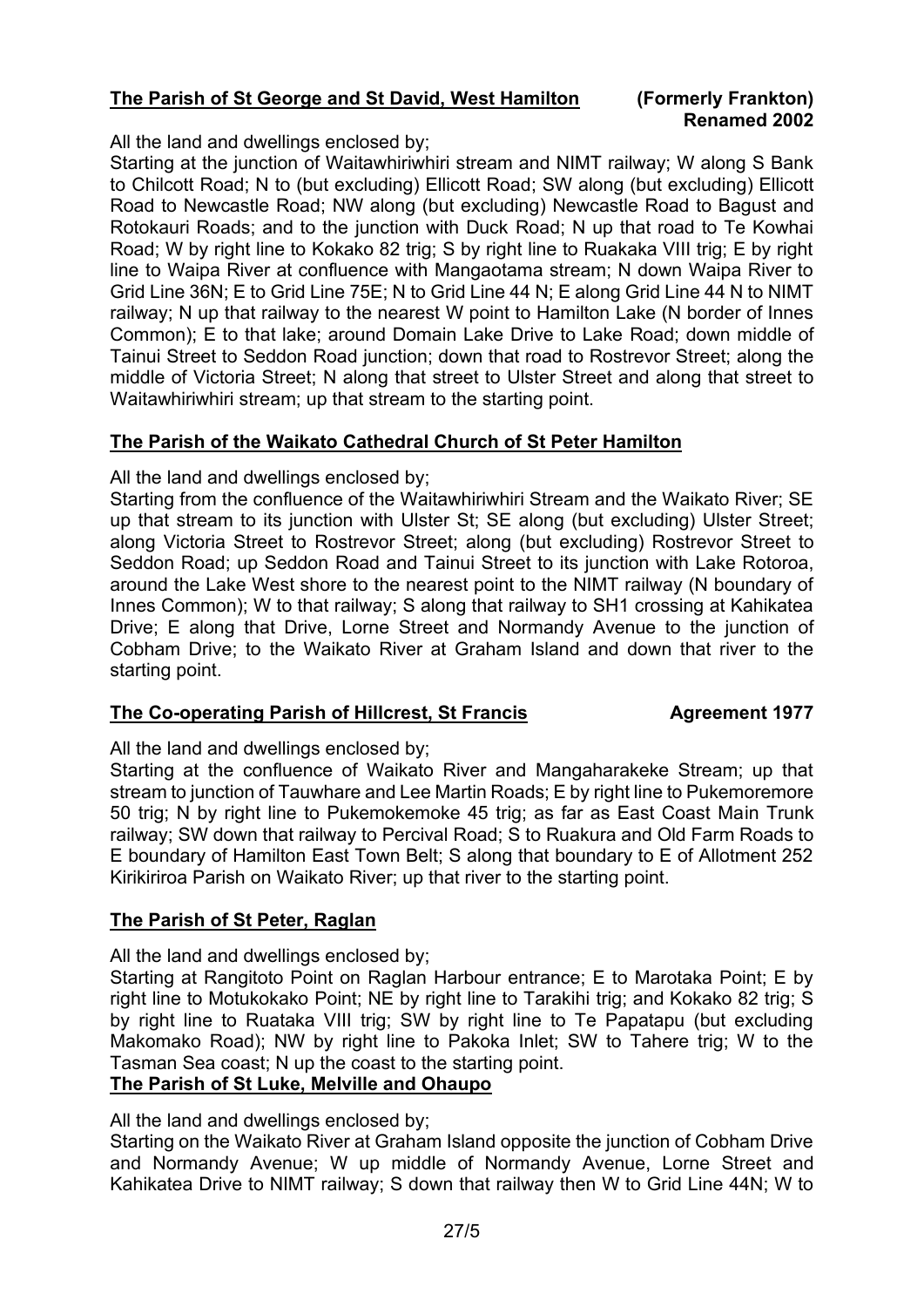**The Parish of St George and St David, West Hamilton** **(Formerly Frankton) Renamed 2002**

All the land and dwellings enclosed by;

Starting at the junction of Waitawhiriwhiri stream and NIMT railway; W along S Bank to Chilcott Road; N to (but excluding) Ellicott Road; SW along (but excluding) Ellicott Road to Newcastle Road; NW along (but excluding) Newcastle Road to Bagust and Rotokauri Roads; and to the junction with Duck Road; N up that road to Te Kowhai Road; W by right line to Kokako 82 trig; S by right line to Ruakaka VIII trig; E by right line to Waipa River at confluence with Mangaotama stream; N down Waipa River to Grid Line 36N; E to Grid Line 75E; N to Grid Line 44 N; E along Grid Line 44 N to NIMT railway; N up that railway to the nearest W point to Hamilton Lake (N border of Innes Common); E to that lake; around Domain Lake Drive to Lake Road; down middle of Tainui Street to Seddon Road junction; down that road to Rostrevor Street; along the middle of Victoria Street; N along that street to Ulster Street and along that street to Waitawhiriwhiri stream; up that stream to the starting point.

**The Parish of the Waikato Cathedral Church of St Peter Hamilton**

All the land and dwellings enclosed by;

Starting from the confluence of the Waitawhiriwhiri Stream and the Waikato River; SE up that stream to its junction with Ulster St; SE along (but excluding) Ulster Street; along Victoria Street to Rostrevor Street; along (but excluding) Rostrevor Street to Seddon Road; up Seddon Road and Tainui Street to its junction with Lake Rotoroa, around the Lake West shore to the nearest point to the NIMT railway (N boundary of Innes Common); W to that railway; S along that railway to SH1 crossing at Kahikatea Drive; E along that Drive, Lorne Street and Normandy Avenue to the junction of Cobham Drive; to the Waikato River at Graham Island and down that river to the starting point.

**The Co-operating Parish of Hillcrest, St Francis** **Agreement 1977**

All the land and dwellings enclosed by;

Starting at the confluence of Waikato River and Mangaharakeke Stream; up that stream to junction of Tauwhare and Lee Martin Roads; E by right line to Pukemoremore 50 trig; N by right line to Pukemokemoke 45 trig; as far as East Coast Main Trunk railway; SW down that railway to Percival Road; S to Ruakura and Old Farm Roads to E boundary of Hamilton East Town Belt; S along that boundary to E of Allotment 252 Kirikiriroa Parish on Waikato River; up that river to the starting point.

**The Parish of St Peter, Raglan**

All the land and dwellings enclosed by;

Starting at Rangitoto Point on Raglan Harbour entrance; E to Marotaka Point; E by right line to Motukokako Point; NE by right line to Tarakihi trig; and Kokako 82 trig; S by right line to Ruataka VIII trig; SW by right line to Te Papatapu (but excluding Makomako Road); NW by right line to Pakoka Inlet; SW to Tahere trig; W to the Tasman Sea coast; N up the coast to the starting point.

**The Parish of St Luke, Melville and Ohaupo**

All the land and dwellings enclosed by;

Starting on the Waikato River at Graham Island opposite the junction of Cobham Drive and Normandy Avenue; W up middle of Normandy Avenue, Lorne Street and Kahikatea Drive to NIMT railway; S down that railway then W to Grid Line 44N; W to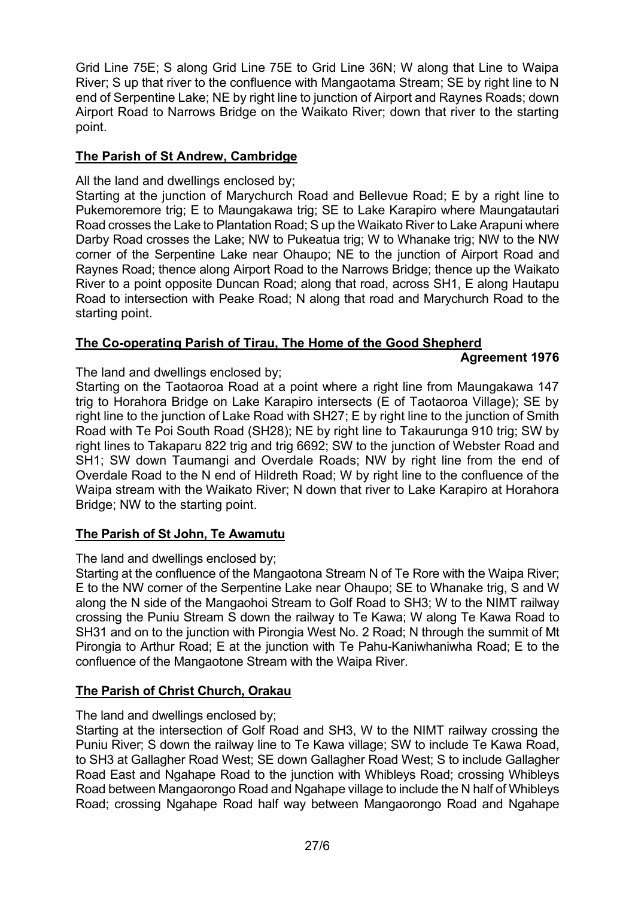Grid Line 75E; S along Grid Line 75E to Grid Line 36N; W along that Line to Waipa River; S up that river to the confluence with Mangaotama Stream; SE by right line to N end of Serpentine Lake; NE by right line to junction of Airport and Raynes Roads; down Airport Road to Narrows Bridge on the Waikato River; down that river to the starting point.

## The Parish of St Andrew, Cambridge

All the land and dwellings enclosed by;

Starting at the junction of Marychurch Road and Bellevue Road; E by a right line to Pukemoremore trig; E to Maungakawa trig; SE to Lake Karapiro where Maungatautari Road crosses the Lake to Plantation Road; S up the Waikato River to Lake Arapuni where Darby Road crosses the Lake; NW to Pukeatua trig; W to Whanake trig; NW to the NW corner of the Serpentine Lake near Ohaupo; NE to the junction of Airport Road and Raynes Road; thence along Airport Road to the Narrows Bridge; thence up the Waikato River to a point opposite Duncan Road; along that road, across SH1, E along Hautapu Road to intersection with Peake Road; N along that road and Marychurch Road to the starting point.

## The Co-operating Parish of Tirau, The Home of the Good Shepherd

**Agreement 1976**

The land and dwellings enclosed by;

Starting on the Taotaoroa Road at a point where a right line from Maungakawa 147 trig to Horahora Bridge on Lake Karapiro intersects (E of Taotaoroa Village); SE by right line to the junction of Lake Road with SH27; E by right line to the junction of Smith Road with Te Poi South Road (SH28); NE by right line to Takaurunga 910 trig; SW by right lines to Takaparu 822 trig and trig 6692; SW to the junction of Webster Road and SH1; SW down Taumangi and Overdale Roads; NW by right line from the end of Overdale Road to the N end of Hildreth Road; W by right line to the confluence of the Waipa stream with the Waikato River; N down that river to Lake Karapiro at Horahora Bridge; NW to the starting point.

## The Parish of St John, Te Awamutu

The land and dwellings enclosed by;

Starting at the confluence of the Mangaotona Stream N of Te Rore with the Waipa River; E to the NW corner of the Serpentine Lake near Ohaupo; SE to Whanake trig, S and W along the N side of the Mangaohoi Stream to Golf Road to SH3; W to the NIMT railway crossing the Puniu Stream S down the railway to Te Kawa; W along Te Kawa Road to SH31 and on to the junction with Pirongia West No. 2 Road; N through the summit of Mt Pirongia to Arthur Road; E at the junction with Te Pahu-Kaniwhaniwha Road; E to the confluence of the Mangaotone Stream with the Waipa River.

## The Parish of Christ Church, Orakau

The land and dwellings enclosed by;

Starting at the intersection of Golf Road and SH3, W to the NIMT railway crossing the Puniu River; S down the railway line to Te Kawa village; SW to include Te Kawa Road, to SH3 at Gallagher Road West; SE down Gallagher Road West; S to include Gallagher Road East and Ngahape Road to the junction with Whibleys Road; crossing Whibleys Road between Mangaorongo Road and Ngahape village to include the N half of Whibleys Road; crossing Ngahape Road half way between Mangaorongo Road and Ngahape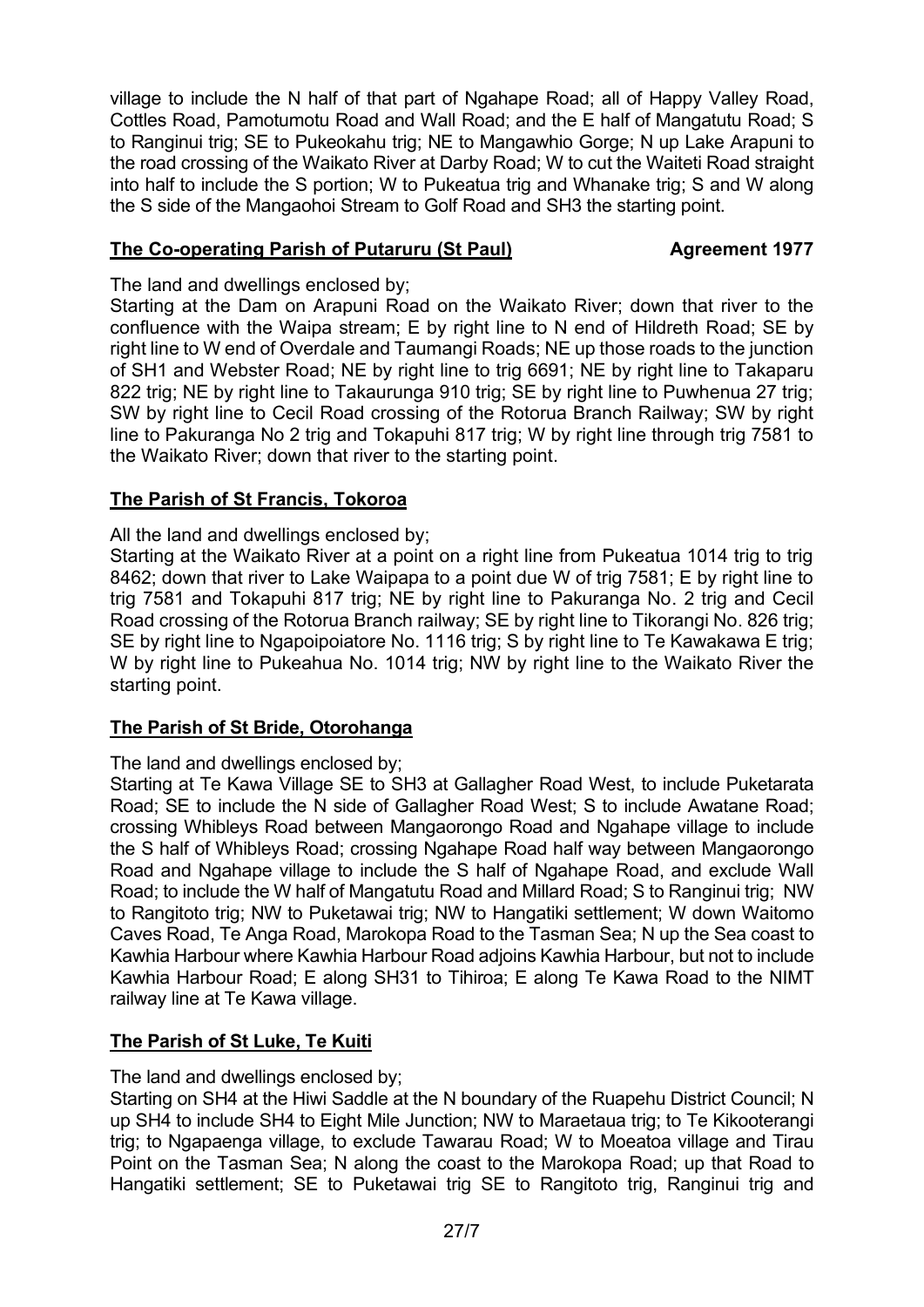village to include the N half of that part of Ngahape Road; all of Happy Valley Road, Cottles Road, Pamotumotu Road and Wall Road; and the E half of Mangatutu Road; S to Ranginui trig; SE to Pukeokahu trig; NE to Mangawhio Gorge; N up Lake Arapuni to the road crossing of the Waikato River at Darby Road; W to cut the Waiteti Road straight into half to include the S portion; W to Pukeatua trig and Whanake trig; S and W along the S side of the Mangaohoi Stream to Golf Road and SH3 the starting point.

## The Co-operating Parish of Putaruru (St Paul) — Agreement 1977

The land and dwellings enclosed by;

Starting at the Dam on Arapuni Road on the Waikato River; down that river to the confluence with the Waipa stream; E by right line to N end of Hildreth Road; SE by right line to W end of Overdale and Taumangi Roads; NE up those roads to the junction of SH1 and Webster Road; NE by right line to trig 6691; NE by right line to Takaparu 822 trig; NE by right line to Takaurunga 910 trig; SE by right line to Puwhenua 27 trig; SW by right line to Cecil Road crossing of the Rotorua Branch Railway; SW by right line to Pakuranga No 2 trig and Tokapuhi 817 trig; W by right line through trig 7581 to the Waikato River; down that river to the starting point.

## The Parish of St Francis, Tokoroa

All the land and dwellings enclosed by;

Starting at the Waikato River at a point on a right line from Pukeatua 1014 trig to trig 8462; down that river to Lake Waipapa to a point due W of trig 7581; E by right line to trig 7581 and Tokapuhi 817 trig; NE by right line to Pakuranga No. 2 trig and Cecil Road crossing of the Rotorua Branch railway; SE by right line to Tikorangi No. 826 trig; SE by right line to Ngapoipoiatore No. 1116 trig; S by right line to Te Kawakawa E trig; W by right line to Pukeahua No. 1014 trig; NW by right line to the Waikato River the starting point.

## The Parish of St Bride, Otorohanga

The land and dwellings enclosed by;

Starting at Te Kawa Village SE to SH3 at Gallagher Road West, to include Puketarata Road; SE to include the N side of Gallagher Road West; S to include Awatane Road; crossing Whibleys Road between Mangaorongo Road and Ngahape village to include the S half of Whibleys Road; crossing Ngahape Road half way between Mangaorongo Road and Ngahape village to include the S half of Ngahape Road, and exclude Wall Road; to include the W half of Mangatutu Road and Millard Road; S to Ranginui trig; NW to Rangitoto trig; NW to Puketawai trig; NW to Hangatiki settlement; W down Waitomo Caves Road, Te Anga Road, Marokopa Road to the Tasman Sea; N up the Sea coast to Kawhia Harbour where Kawhia Harbour Road adjoins Kawhia Harbour, but not to include Kawhia Harbour Road; E along SH31 to Tihiroa; E along Te Kawa Road to the NIMT railway line at Te Kawa village.

## The Parish of St Luke, Te Kuiti

The land and dwellings enclosed by;

Starting on SH4 at the Hiwi Saddle at the N boundary of the Ruapehu District Council; N up SH4 to include SH4 to Eight Mile Junction; NW to Maraetaua trig; to Te Kikooterangi trig; to Ngapaenga village, to exclude Tawarau Road; W to Moeatoa village and Tirau Point on the Tasman Sea; N along the coast to the Marokopa Road; up that Road to Hangatiki settlement; SE to Puketawai trig SE to Rangitoto trig, Ranginui trig and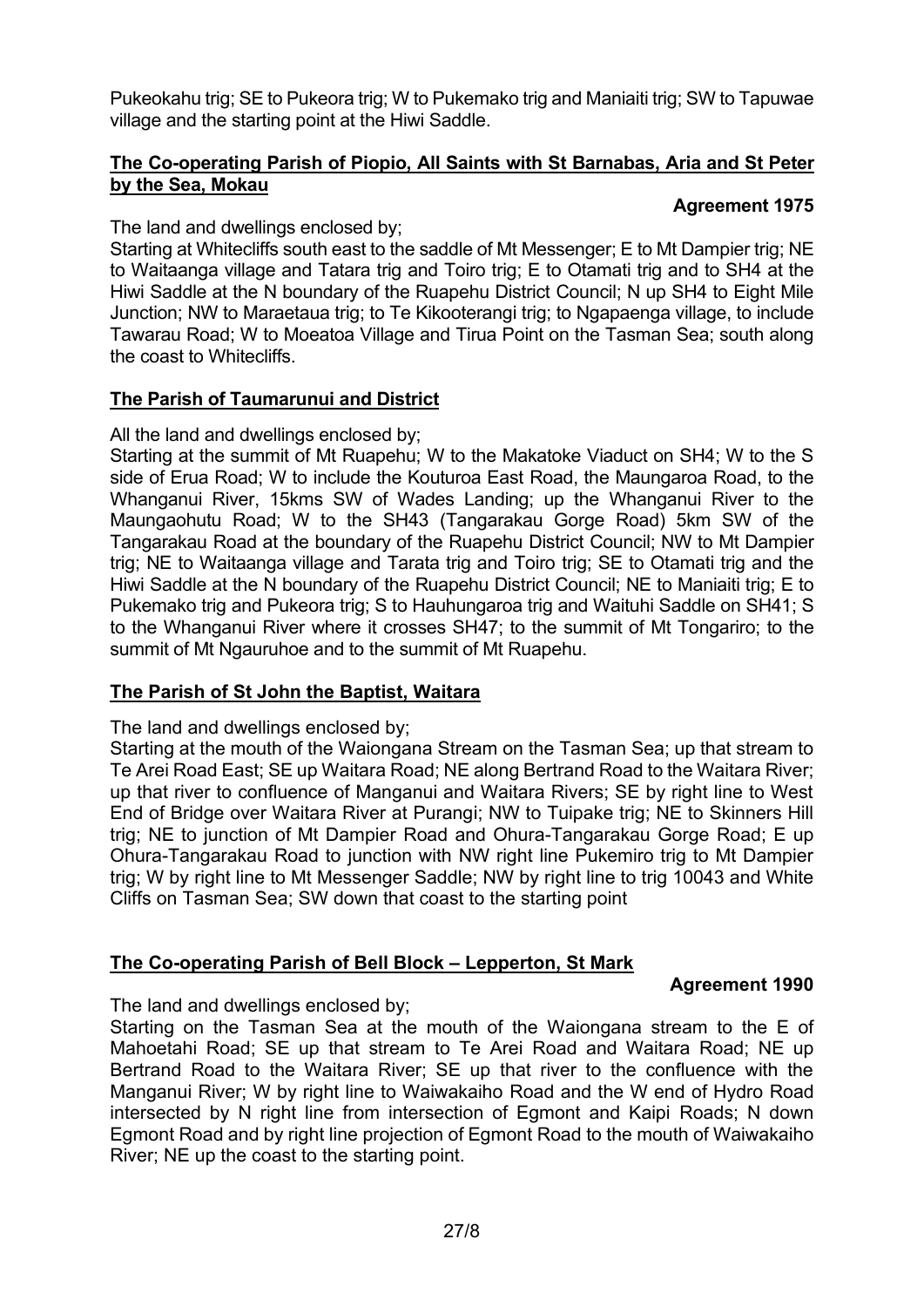Pukeokahu trig; SE to Pukeora trig; W to Pukemako trig and Maniaiti trig; SW to Tapuwae village and the starting point at the Hiwi Saddle.

## The Co-operating Parish of Piopio, All Saints with St Barnabas, Aria and St Peter by the Sea, Mokau

**Agreement 1975**

The land and dwellings enclosed by;

Starting at Whitecliffs south east to the saddle of Mt Messenger; E to Mt Dampier trig; NE to Waitaanga village and Tatara trig and Toiro trig; E to Otamati trig and to SH4 at the Hiwi Saddle at the N boundary of the Ruapehu District Council; N up SH4 to Eight Mile Junction; NW to Maraetaua trig; to Te Kikooterangi trig; to Ngapaenga village, to include Tawarau Road; W to Moeatoa Village and Tirua Point on the Tasman Sea; south along the coast to Whitecliffs.

## The Parish of Taumarunui and District

All the land and dwellings enclosed by;

Starting at the summit of Mt Ruapehu; W to the Makatoke Viaduct on SH4; W to the S side of Erua Road; W to include the Kouturoa East Road, the Maungaroa Road, to the Whanganui River, 15kms SW of Wades Landing; up the Whanganui River to the Maungaohutu Road; W to the SH43 (Tangarakau Gorge Road) 5km SW of the Tangarakau Road at the boundary of the Ruapehu District Council; NW to Mt Dampier trig; NE to Waitaanga village and Tarata trig and Toiro trig; SE to Otamati trig and the Hiwi Saddle at the N boundary of the Ruapehu District Council; NE to Maniaiti trig; E to Pukemako trig and Pukeora trig; S to Hauhungaroa trig and Waituhi Saddle on SH41; S to the Whanganui River where it crosses SH47; to the summit of Mt Tongariro; to the summit of Mt Ngauruhoe and to the summit of Mt Ruapehu.

## The Parish of St John the Baptist, Waitara

The land and dwellings enclosed by;

Starting at the mouth of the Waiongana Stream on the Tasman Sea; up that stream to Te Arei Road East; SE up Waitara Road; NE along Bertrand Road to the Waitara River; up that river to confluence of Manganui and Waitara Rivers; SE by right line to West End of Bridge over Waitara River at Purangi; NW to Tuipake trig; NE to Skinners Hill trig; NE to junction of Mt Dampier Road and Ohura-Tangarakau Gorge Road; E up Ohura-Tangarakau Road to junction with NW right line Pukemiro trig to Mt Dampier trig; W by right line to Mt Messenger Saddle; NW by right line to trig 10043 and White Cliffs on Tasman Sea; SW down that coast to the starting point

## The Co-operating Parish of Bell Block – Lepperton, St Mark

**Agreement 1990**

The land and dwellings enclosed by;

Starting on the Tasman Sea at the mouth of the Waiongana stream to the E of Mahoetahi Road; SE up that stream to Te Arei Road and Waitara Road; NE up Bertrand Road to the Waitara River; SE up that river to the confluence with the Manganui River; W by right line to Waiwakaiho Road and the W end of Hydro Road intersected by N right line from intersection of Egmont and Kaipi Roads; N down Egmont Road and by right line projection of Egmont Road to the mouth of Waiwakaiho River; NE up the coast to the starting point.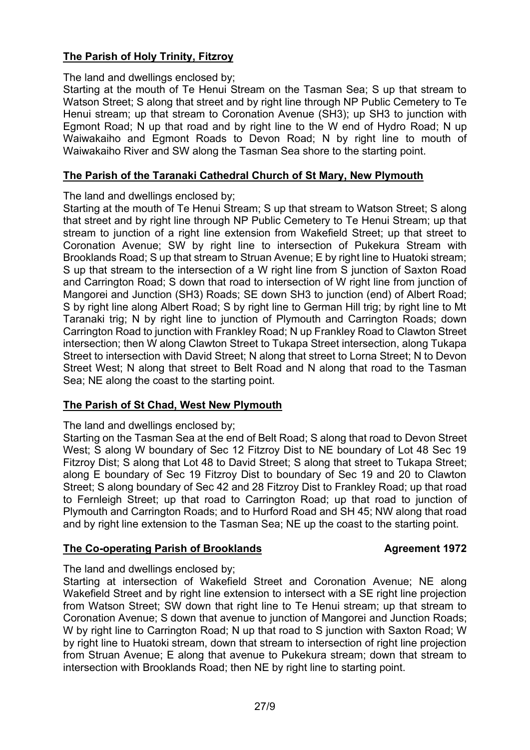## **The Parish of Holy Trinity, Fitzroy**

The land and dwellings enclosed by;

Starting at the mouth of Te Henui Stream on the Tasman Sea; S up that stream to Watson Street; S along that street and by right line through NP Public Cemetery to Te Henui stream; up that stream to Coronation Avenue (SH3); up SH3 to junction with Egmont Road; N up that road and by right line to the W end of Hydro Road; N up Waiwakaiho and Egmont Roads to Devon Road; N by right line to mouth of Waiwakaiho River and SW along the Tasman Sea shore to the starting point.

## **The Parish of the Taranaki Cathedral Church of St Mary, New Plymouth**

The land and dwellings enclosed by;

Starting at the mouth of Te Henui Stream; S up that stream to Watson Street; S along that street and by right line through NP Public Cemetery to Te Henui Stream; up that stream to junction of a right line extension from Wakefield Street; up that street to Coronation Avenue; SW by right line to intersection of Pukekura Stream with Brooklands Road; S up that stream to Struan Avenue; E by right line to Huatoki stream; S up that stream to the intersection of a W right line from S junction of Saxton Road and Carrington Road; S down that road to intersection of W right line from junction of Mangorei and Junction (SH3) Roads; SE down SH3 to junction (end) of Albert Road; S by right line along Albert Road; S by right line to German Hill trig; by right line to Mt Taranaki trig; N by right line to junction of Plymouth and Carrington Roads; down Carrington Road to junction with Frankley Road; N up Frankley Road to Clawton Street intersection; then W along Clawton Street to Tukapa Street intersection, along Tukapa Street to intersection with David Street; N along that street to Lorna Street; N to Devon Street West; N along that street to Belt Road and N along that road to the Tasman Sea; NE along the coast to the starting point.

## **The Parish of St Chad, West New Plymouth**

The land and dwellings enclosed by;

Starting on the Tasman Sea at the end of Belt Road; S along that road to Devon Street West; S along W boundary of Sec 12 Fitzroy Dist to NE boundary of Lot 48 Sec 19 Fitzroy Dist; S along that Lot 48 to David Street; S along that street to Tukapa Street; along E boundary of Sec 19 Fitzroy Dist to boundary of Sec 19 and 20 to Clawton Street; S along boundary of Sec 42 and 28 Fitzroy Dist to Frankley Road; up that road to Fernleigh Street; up that road to Carrington Road; up that road to junction of Plymouth and Carrington Roads; and to Hurford Road and SH 45; NW along that road and by right line extension to the Tasman Sea; NE up the coast to the starting point.

## **The Co-operating Parish of Brooklands** — **Agreement 1972**

The land and dwellings enclosed by;

Starting at intersection of Wakefield Street and Coronation Avenue; NE along Wakefield Street and by right line extension to intersect with a SE right line projection from Watson Street; SW down that right line to Te Henui stream; up that stream to Coronation Avenue; S down that avenue to junction of Mangorei and Junction Roads; W by right line to Carrington Road; N up that road to S junction with Saxton Road; W by right line to Huatoki stream, down that stream to intersection of right line projection from Struan Avenue; E along that avenue to Pukekura stream; down that stream to intersection with Brooklands Road; then NE by right line to starting point.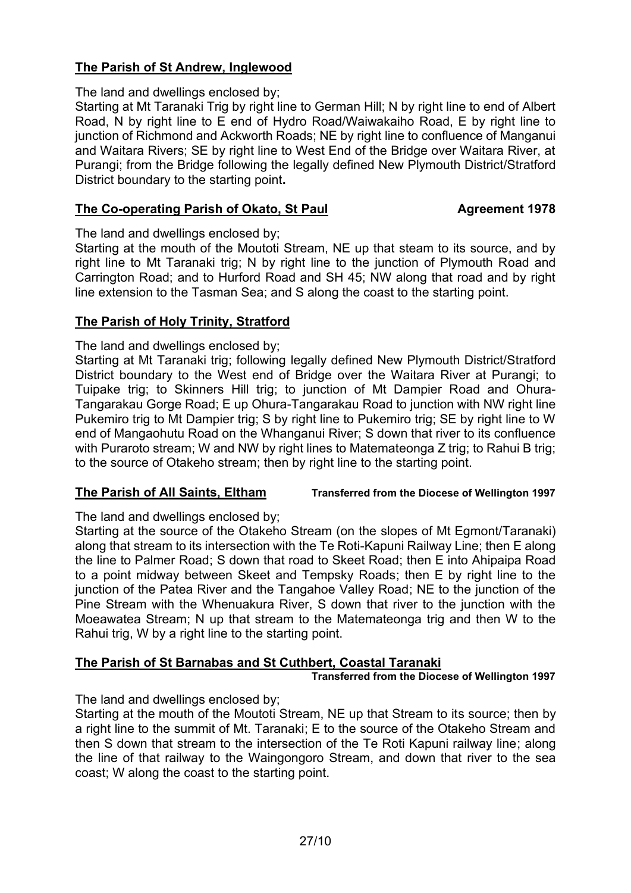**The Parish of St Andrew, Inglewood**

The land and dwellings enclosed by;

Starting at Mt Taranaki Trig by right line to German Hill; N by right line to end of Albert Road, N by right line to E end of Hydro Road/Waiwakaiho Road, E by right line to junction of Richmond and Ackworth Roads; NE by right line to confluence of Manganui and Waitara Rivers; SE by right line to West End of the Bridge over Waitara River, at Purangi; from the Bridge following the legally defined New Plymouth District/Stratford District boundary to the starting point**.**

**The Co-operating Parish of Okato, St Paul** **Agreement 1978**

The land and dwellings enclosed by;

Starting at the mouth of the Moutoti Stream, NE up that steam to its source, and by right line to Mt Taranaki trig; N by right line to the junction of Plymouth Road and Carrington Road; and to Hurford Road and SH 45; NW along that road and by right line extension to the Tasman Sea; and S along the coast to the starting point.

**The Parish of Holy Trinity, Stratford**

The land and dwellings enclosed by;

Starting at Mt Taranaki trig; following legally defined New Plymouth District/Stratford District boundary to the West end of Bridge over the Waitara River at Purangi; to Tuipake trig; to Skinners Hill trig; to junction of Mt Dampier Road and Ohura-Tangarakau Gorge Road; E up Ohura-Tangarakau Road to junction with NW right line Pukemiro trig to Mt Dampier trig; S by right line to Pukemiro trig; SE by right line to W end of Mangaohutu Road on the Whanganui River; S down that river to its confluence with Pararoto stream; W and NW by right lines to Matemateonga Z trig; to Rahui B trig; to the source of Otakeho stream; then by right line to the starting point.

**The Parish of All Saints, Eltham** **Transferred from the Diocese of Wellington 1997**

The land and dwellings enclosed by;

Starting at the source of the Otakeho Stream (on the slopes of Mt Egmont/Taranaki) along that stream to its intersection with the Te Roti-Kapuni Railway Line; then E along the line to Palmer Road; S down that road to Skeet Road; then E into Ahipaipa Road to a point midway between Skeet and Tempsky Roads; then E by right line to the junction of the Patea River and the Tangahoe Valley Road; NE to the junction of the Pine Stream with the Whenuakura River, S down that river to the junction with the Moeawatea Stream; N up that stream to the Matemateonga trig and then W to the Rahui trig, W by a right line to the starting point.

**The Parish of St Barnabas and St Cuthbert, Coastal Taranaki**

**Transferred from the Diocese of Wellington 1997**

The land and dwellings enclosed by;

Starting at the mouth of the Moutoti Stream, NE up that Stream to its source; then by a right line to the summit of Mt. Taranaki; E to the source of the Otakeho Stream and then S down that stream to the intersection of the Te Roti Kapuni railway line; along the line of that railway to the Waingongoro Stream, and down that river to the sea coast; W along the coast to the starting point.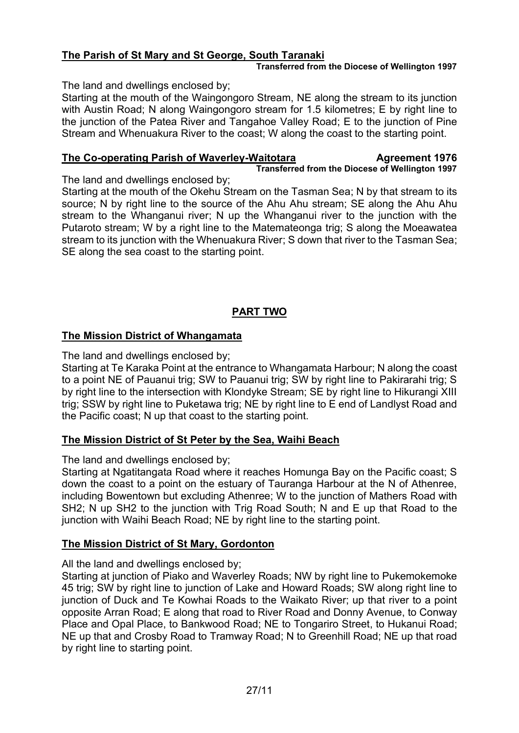**The Parish of St Mary and St George, South Taranaki**

**Transferred from the Diocese of Wellington 1997**

The land and dwellings enclosed by;
Starting at the mouth of the Waingongoro Stream, NE along the stream to its junction with Austin Road; N along Waingongoro stream for 1.5 kilometres; E by right line to the junction of the Patea River and Tangahoe Valley Road; E to the junction of Pine Stream and Whenuakura River to the coast; W along the coast to the starting point.

**The Co-operating Parish of Waverley-Waitotara** **Agreement 1976**

**Transferred from the Diocese of Wellington 1997**

The land and dwellings enclosed by;
Starting at the mouth of the Okehu Stream on the Tasman Sea; N by that stream to its source; N by right line to the source of the Ahu Ahu stream; SE along the Ahu Ahu stream to the Whanganui river; N up the Whanganui river to the junction with the Putaroto stream; W by a right line to the Matemateonga trig; S along the Moeawatea stream to its junction with the Whenuakura River; S down that river to the Tasman Sea; SE along the sea coast to the starting point.

## PART TWO

**The Mission District of Whangamata**

The land and dwellings enclosed by;
Starting at Te Karaka Point at the entrance to Whangamata Harbour; N along the coast to a point NE of Pauanui trig; SW to Pauanui trig; SW by right line to Pakirarahi trig; S by right line to the intersection with Klondyke Stream; SE by right line to Hikurangi XIII trig; SSW by right line to Puketawa trig; NE by right line to E end of Landlyst Road and the Pacific coast; N up that coast to the starting point.

**The Mission District of St Peter by the Sea, Waihi Beach**

The land and dwellings enclosed by;
Starting at Ngatitangata Road where it reaches Homunga Bay on the Pacific coast; S down the coast to a point on the estuary of Tauranga Harbour at the N of Athenree, including Bowentown but excluding Athenree; W to the junction of Mathers Road with SH2; N up SH2 to the junction with Trig Road South; N and E up that Road to the junction with Waihi Beach Road; NE by right line to the starting point.

**The Mission District of St Mary, Gordonton**

All the land and dwellings enclosed by;
Starting at junction of Piako and Waverley Roads; NW by right line to Pukemokemoke 45 trig; SW by right line to junction of Lake and Howard Roads; SW along right line to junction of Duck and Te Kowhai Roads to the Waikato River; up that river to a point opposite Arran Road; E along that road to River Road and Donny Avenue, to Conway Place and Opal Place, to Bankwood Road; NE to Tongariro Street, to Hukanui Road; NE up that and Crosby Road to Tramway Road; N to Greenhill Road; NE up that road by right line to starting point.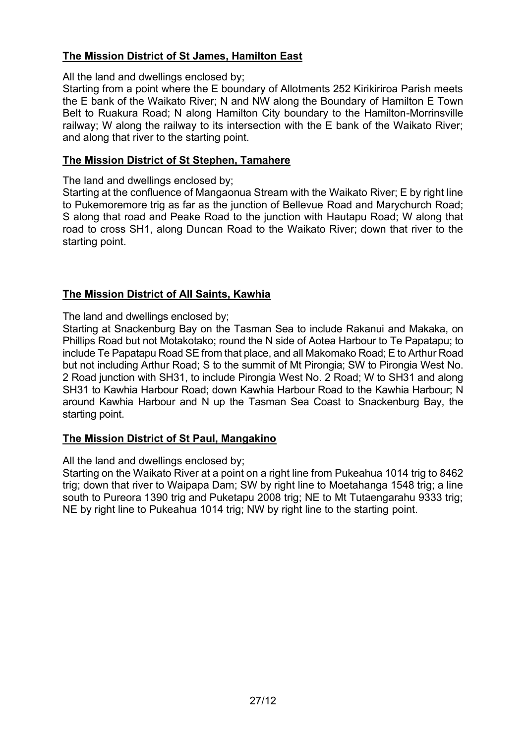## The Mission District of St James, Hamilton East

All the land and dwellings enclosed by;
Starting from a point where the E boundary of Allotments 252 Kirikiriroa Parish meets the E bank of the Waikato River; N and NW along the Boundary of Hamilton E Town Belt to Ruakura Road; N along Hamilton City boundary to the Hamilton-Morrinsville railway; W along the railway to its intersection with the E bank of the Waikato River; and along that river to the starting point.

## The Mission District of St Stephen, Tamahere

The land and dwellings enclosed by;
Starting at the confluence of Mangaonua Stream with the Waikato River; E by right line to Pukemoremore trig as far as the junction of Bellevue Road and Marychurch Road; S along that road and Peake Road to the junction with Hautapu Road; W along that road to cross SH1, along Duncan Road to the Waikato River; down that river to the starting point.

## The Mission District of All Saints, Kawhia

The land and dwellings enclosed by;
Starting at Snackenburg Bay on the Tasman Sea to include Rakanui and Makaka, on Phillips Road but not Motakotako; round the N side of Aotea Harbour to Te Papatapu; to include Te Papatapu Road SE from that place, and all Makomako Road; E to Arthur Road but not including Arthur Road; S to the summit of Mt Pirongia; SW to Pirongia West No. 2 Road junction with SH31, to include Pirongia West No. 2 Road; W to SH31 and along SH31 to Kawhia Harbour Road; down Kawhia Harbour Road to the Kawhia Harbour; N around Kawhia Harbour and N up the Tasman Sea Coast to Snackenburg Bay, the starting point.

## The Mission District of St Paul, Mangakino

All the land and dwellings enclosed by;
Starting on the Waikato River at a point on a right line from Pukeahua 1014 trig to 8462 trig; down that river to Waipapa Dam; SW by right line to Moetahanga 1548 trig; a line south to Pureora 1390 trig and Puketapu 2008 trig; NE to Mt Tutaengarahu 9333 trig; NE by right line to Pukeahua 1014 trig; NW by right line to the starting point.